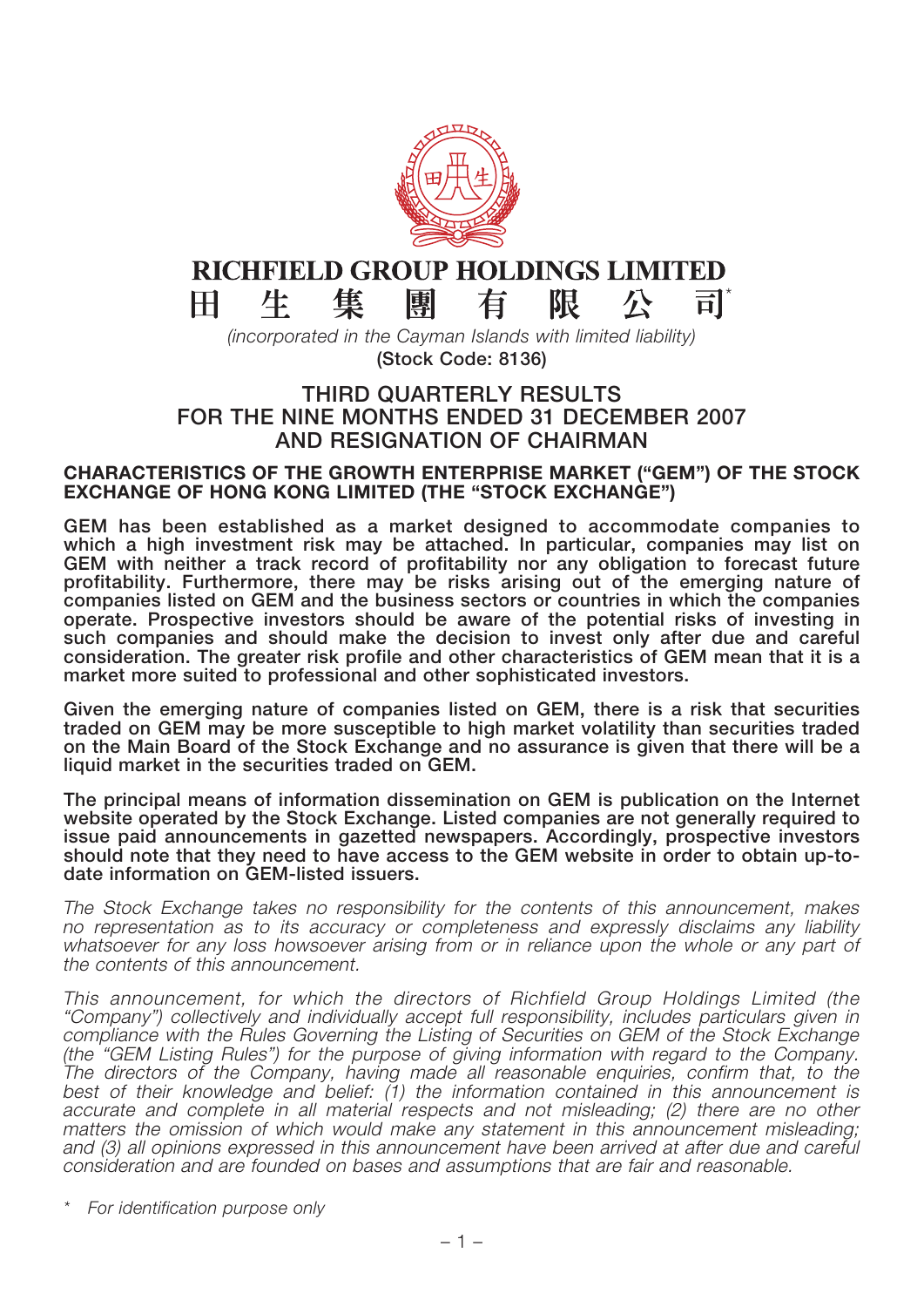# RICHFIELD GROUP HOLDINGS LIMITED

# 田生集團有限公司*

*(incorporated in the Cayman Islands with limited liability)*

**(Stock Code: 8136)**

## THIRD QUARTERLY RESULTS FOR THE NINE MONTHS ENDED 31 DECEMBER 2007 AND RESIGNATION OF CHAIRMAN

### CHARACTERISTICS OF THE GROWTH ENTERPRISE MARKET ("GEM") OF THE STOCK EXCHANGE OF HONG KONG LIMITED (THE "STOCK EXCHANGE")

**GEM has been established as a market designed to accommodate companies to which a high investment risk may be attached. In particular, companies may list on GEM with neither a track record of profitability nor any obligation to forecast future profitability. Furthermore, there may be risks arising out of the emerging nature of companies listed on GEM and the business sectors or countries in which the companies operate. Prospective investors should be aware of the potential risks of investing in such companies and should make the decision to invest only after due and careful consideration. The greater risk profile and other characteristics of GEM mean that it is a market more suited to professional and other sophisticated investors.**

**Given the emerging nature of companies listed on GEM, there is a risk that securities traded on GEM may be more susceptible to high market volatility than securities traded on the Main Board of the Stock Exchange and no assurance is given that there will be a liquid market in the securities traded on GEM.**

**The principal means of information dissemination on GEM is publication on the Internet website operated by the Stock Exchange. Listed companies are not generally required to issue paid announcements in gazetted newspapers. Accordingly, prospective investors should note that they need to have access to the GEM website in order to obtain up-to-date information on GEM-listed issuers.**

*The Stock Exchange takes no responsibility for the contents of this announcement, makes no representation as to its accuracy or completeness and expressly disclaims any liability whatsoever for any loss howsoever arising from or in reliance upon the whole or any part of the contents of this announcement.*

*This announcement, for which the directors of Richfield Group Holdings Limited (the "Company") collectively and individually accept full responsibility, includes particulars given in compliance with the Rules Governing the Listing of Securities on GEM of the Stock Exchange (the "GEM Listing Rules") for the purpose of giving information with regard to the Company. The directors of the Company, having made all reasonable enquiries, confirm that, to the best of their knowledge and belief: (1) the information contained in this announcement is accurate and complete in all material respects and not misleading; (2) there are no other matters the omission of which would make any statement in this announcement misleading; and (3) all opinions expressed in this announcement have been arrived at after due and careful consideration and are founded on bases and assumptions that are fair and reasonable.*

\* *For identification purpose only*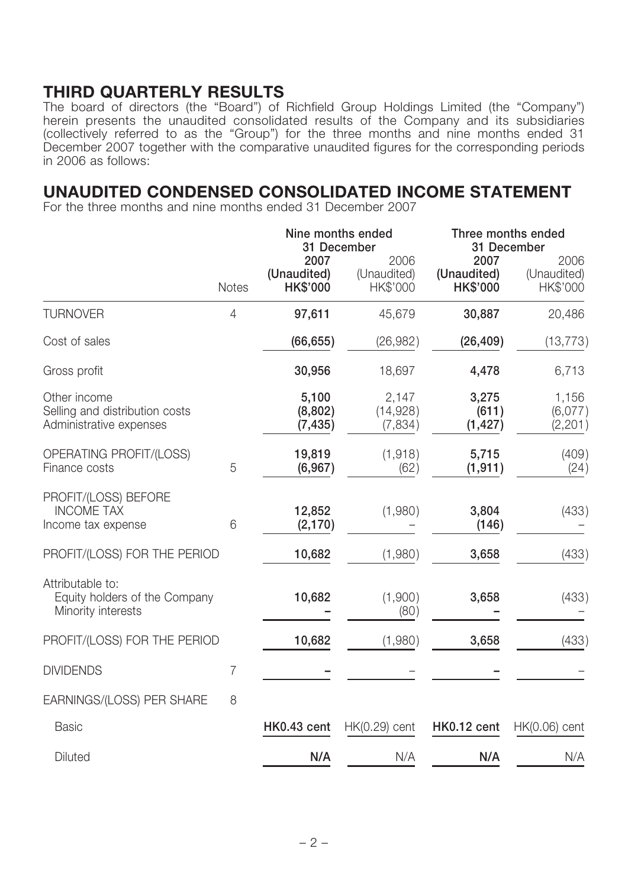## THIRD QUARTERLY RESULTS

The board of directors (the "Board") of Richfield Group Holdings Limited (the "Company") herein presents the unaudited consolidated results of the Company and its subsidiaries (collectively referred to as the "Group") for the three months and nine months ended 31 December 2007 together with the comparative unaudited figures for the corresponding periods in 2006 as follows:

## UNAUDITED CONDENSED CONSOLIDATED INCOME STATEMENT

For the three months and nine months ended 31 December 2007

| | | Nine months ended 31 December | | Three months ended 31 December | |
|---|---|---|---|---|---|
| | Notes | **2007 (Unaudited) HK$'000** | 2006 (Unaudited) HK$'000 | **2007 (Unaudited) HK$'000** | 2006 (Unaudited) HK$'000 |
| TURNOVER | 4 | **97,611** | 45,679 | **30,887** | 20,486 |
| Cost of sales | | **(66,655)** | (26,982) | **(26,409)** | (13,773) |
| Gross profit | | **30,956** | 18,697 | **4,478** | 6,713 |
| Other income | | **5,100** | 2,147 | **3,275** | 1,156 |
| Selling and distribution costs | | **(8,802)** | (14,928) | **(611)** | (6,077) |
| Administrative expenses | | **(7,435)** | (7,834) | **(1,427)** | (2,201) |
| OPERATING PROFIT/(LOSS) | 5 | **19,819** | (1,918) | **5,715** | (409) |
| Finance costs | | **(6,967)** | (62) | **(1,911)** | (24) |
| PROFIT/(LOSS) BEFORE INCOME TAX | | **12,852** | (1,980) | **3,804** | (433) |
| Income tax expense | 6 | **(2,170)** | – | **(146)** | – |
| PROFIT/(LOSS) FOR THE PERIOD | | **10,682** | (1,980) | **3,658** | (433) |
| Attributable to: | | | | | |
| Equity holders of the Company | | **10,682** | (1,900) | **3,658** | (433) |
| Minority interests | | **–** | (80) | **–** | – |
| PROFIT/(LOSS) FOR THE PERIOD | | **10,682** | (1,980) | **3,658** | (433) |
| DIVIDENDS | 7 | **–** | – | **–** | – |
| EARNINGS/(LOSS) PER SHARE | 8 | | | | |
| Basic | | **HK0.43 cent** | HK(0.29) cent | **HK0.12 cent** | HK(0.06) cent |
| Diluted | | **N/A** | N/A | **N/A** | N/A |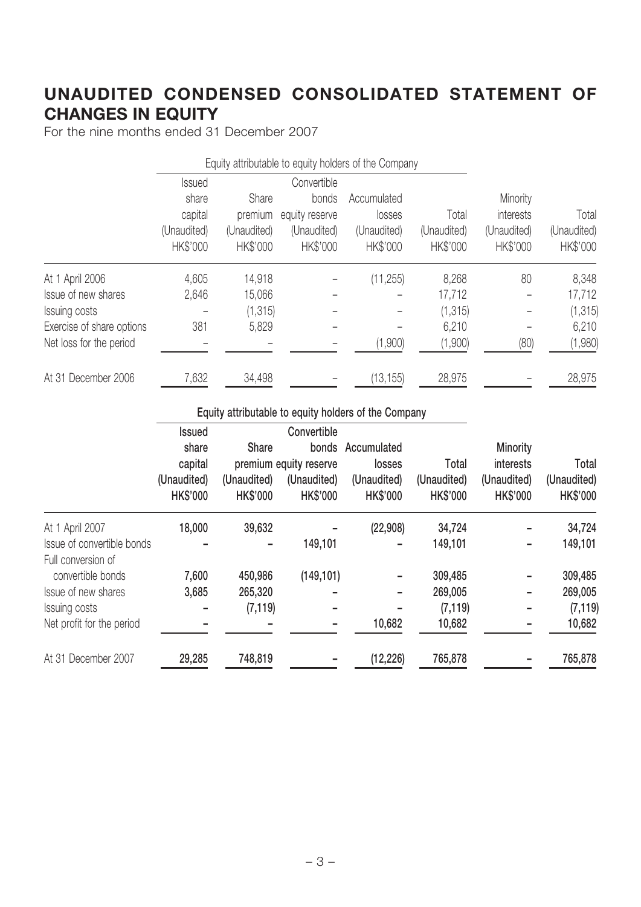# UNAUDITED CONDENSED CONSOLIDATED STATEMENT OF CHANGES IN EQUITY

For the nine months ended 31 December 2007

| | Equity attributable to equity holders of the Company | | | | | | |
|---|---|---|---|---|---|---|---|
| | Issued share capital (Unaudited) HK$'000 | Share premium (Unaudited) HK$'000 | Convertible bonds equity reserve (Unaudited) HK$'000 | Accumulated losses (Unaudited) HK$'000 | Total (Unaudited) HK$'000 | Minority interests (Unaudited) HK$'000 | Total (Unaudited) HK$'000 |
| At 1 April 2006 | 4,605 | 14,918 | – | (11,255) | 8,268 | 80 | 8,348 |
| Issue of new shares | 2,646 | 15,066 | – | – | 17,712 | – | 17,712 |
| Issuing costs | – | (1,315) | – | – | (1,315) | – | (1,315) |
| Exercise of share options | 381 | 5,829 | – | – | 6,210 | – | 6,210 |
| Net loss for the period | – | – | – | (1,900) | (1,900) | (80) | (1,980) |
| At 31 December 2006 | 7,632 | 34,498 | – | (13,155) | 28,975 | – | 28,975 |

| | **Equity attributable to equity holders of the Company** | | | | | | |
|---|---|---|---|---|---|---|---|
| | **Issued share capital (Unaudited) HK$'000** | **Share premium (Unaudited) HK$'000** | **Convertible bonds equity reserve (Unaudited) HK$'000** | **Accumulated losses (Unaudited) HK$'000** | **Total (Unaudited) HK$'000** | **Minority interests (Unaudited) HK$'000** | **Total (Unaudited) HK$'000** |
| At 1 April 2007 | **18,000** | **39,632** | **–** | **(22,908)** | **34,724** | **–** | **34,724** |
| Issue of convertible bonds | **–** | **–** | **149,101** | **–** | **149,101** | **–** | **149,101** |
| Full conversion of convertible bonds | **7,600** | **450,986** | **(149,101)** | **–** | **309,485** | **–** | **309,485** |
| Issue of new shares | **3,685** | **265,320** | **–** | **–** | **269,005** | **–** | **269,005** |
| Issuing costs | **–** | **(7,119)** | **–** | **–** | **(7,119)** | **–** | **(7,119)** |
| Net profit for the period | **–** | **–** | **–** | **10,682** | **10,682** | **–** | **10,682** |
| At 31 December 2007 | **29,285** | **748,819** | **–** | **(12,226)** | **765,878** | **–** | **765,878** |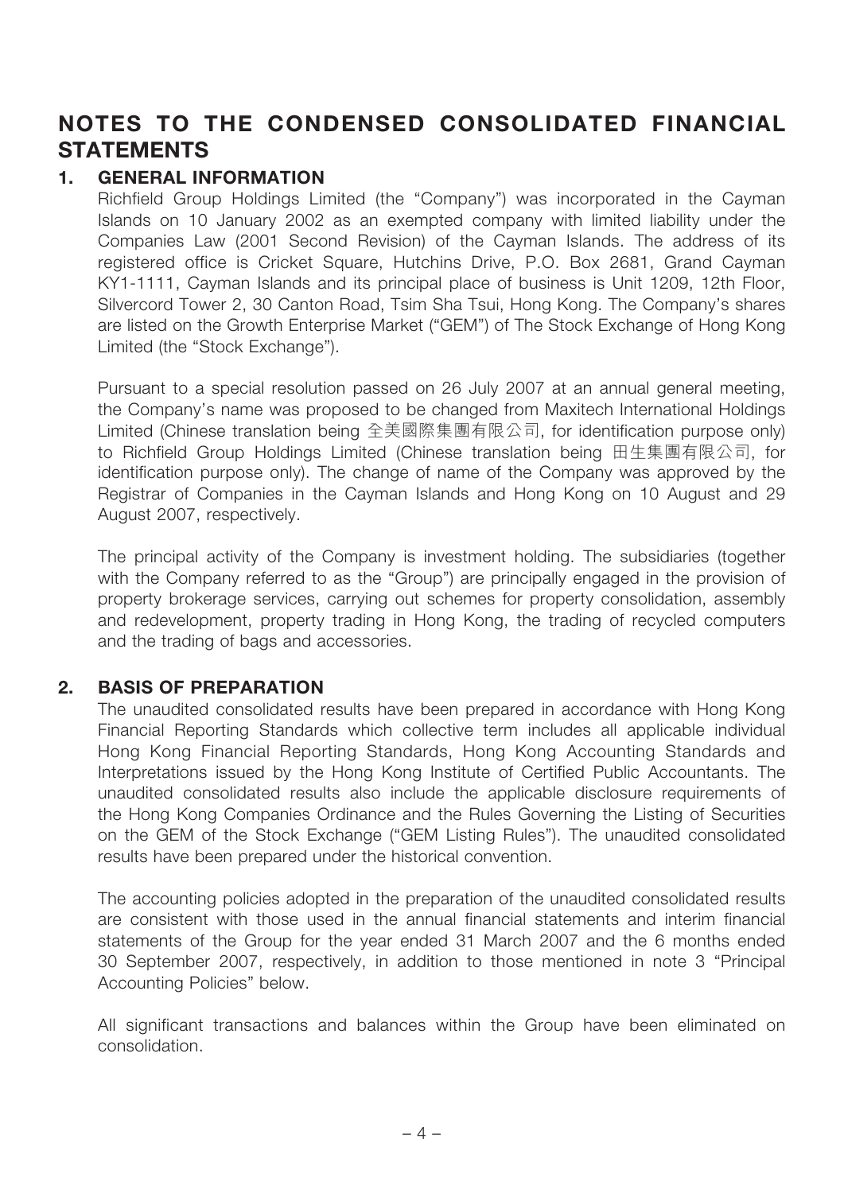# NOTES TO THE CONDENSED CONSOLIDATED FINANCIAL STATEMENTS

## 1. GENERAL INFORMATION

Richfield Group Holdings Limited (the "Company") was incorporated in the Cayman Islands on 10 January 2002 as an exempted company with limited liability under the Companies Law (2001 Second Revision) of the Cayman Islands. The address of its registered office is Cricket Square, Hutchins Drive, P.O. Box 2681, Grand Cayman KY1-1111, Cayman Islands and its principal place of business is Unit 1209, 12th Floor, Silvercord Tower 2, 30 Canton Road, Tsim Sha Tsui, Hong Kong. The Company's shares are listed on the Growth Enterprise Market ("GEM") of The Stock Exchange of Hong Kong Limited (the "Stock Exchange").

Pursuant to a special resolution passed on 26 July 2007 at an annual general meeting, the Company's name was proposed to be changed from Maxitech International Holdings Limited (Chinese translation being 全美國際集團有限公司, for identification purpose only) to Richfield Group Holdings Limited (Chinese translation being 田生集團有限公司, for identification purpose only). The change of name of the Company was approved by the Registrar of Companies in the Cayman Islands and Hong Kong on 10 August and 29 August 2007, respectively.

The principal activity of the Company is investment holding. The subsidiaries (together with the Company referred to as the "Group") are principally engaged in the provision of property brokerage services, carrying out schemes for property consolidation, assembly and redevelopment, property trading in Hong Kong, the trading of recycled computers and the trading of bags and accessories.

## 2. BASIS OF PREPARATION

The unaudited consolidated results have been prepared in accordance with Hong Kong Financial Reporting Standards which collective term includes all applicable individual Hong Kong Financial Reporting Standards, Hong Kong Accounting Standards and Interpretations issued by the Hong Kong Institute of Certified Public Accountants. The unaudited consolidated results also include the applicable disclosure requirements of the Hong Kong Companies Ordinance and the Rules Governing the Listing of Securities on the GEM of the Stock Exchange ("GEM Listing Rules"). The unaudited consolidated results have been prepared under the historical convention.

The accounting policies adopted in the preparation of the unaudited consolidated results are consistent with those used in the annual financial statements and interim financial statements of the Group for the year ended 31 March 2007 and the 6 months ended 30 September 2007, respectively, in addition to those mentioned in note 3 "Principal Accounting Policies" below.

All significant transactions and balances within the Group have been eliminated on consolidation.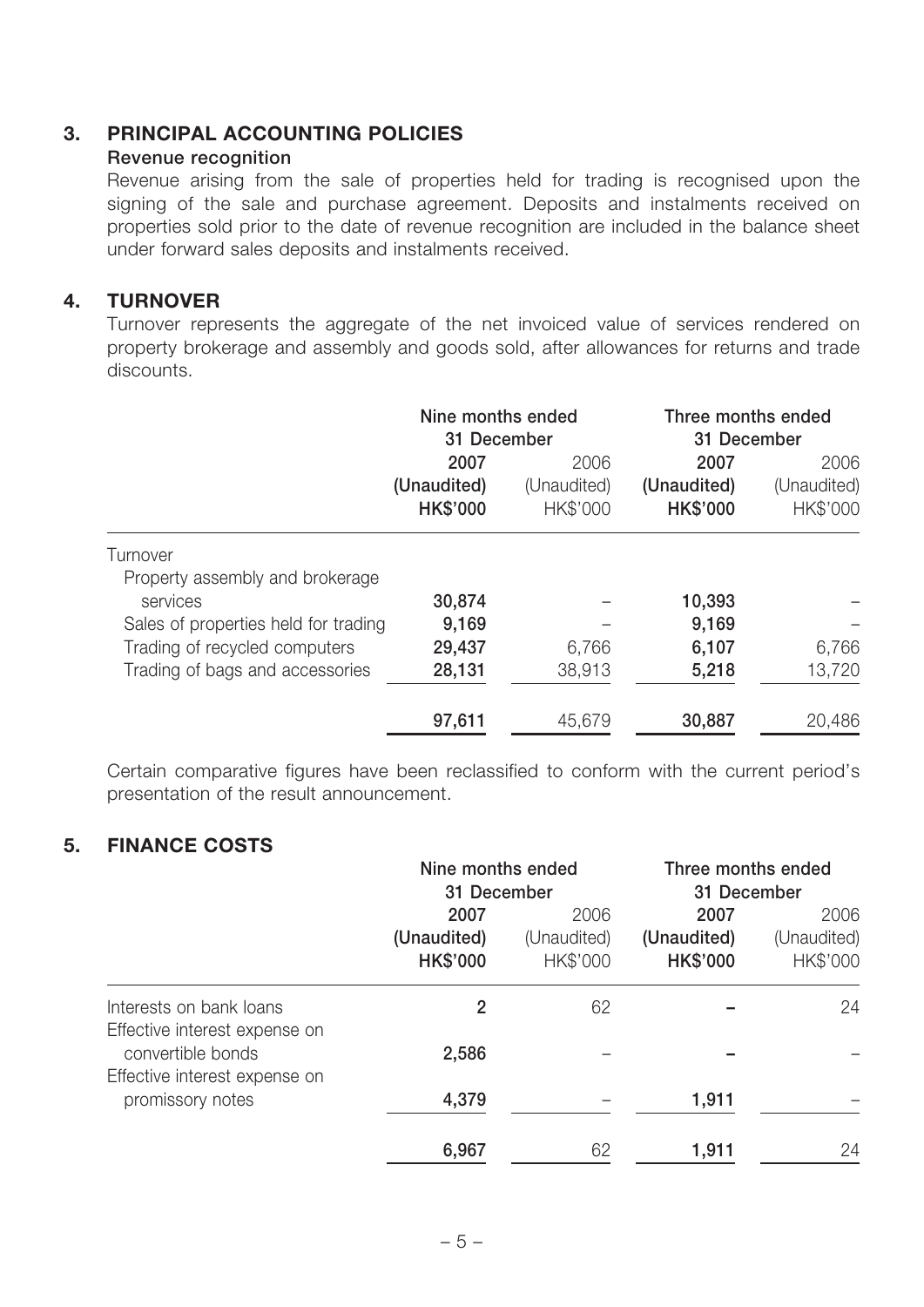## 3. PRINCIPAL ACCOUNTING POLICIES

**Revenue recognition**

Revenue arising from the sale of properties held for trading is recognised upon the signing of the sale and purchase agreement. Deposits and instalments received on properties sold prior to the date of revenue recognition are included in the balance sheet under forward sales deposits and instalments received.

## 4. TURNOVER

Turnover represents the aggregate of the net invoiced value of services rendered on property brokerage and assembly and goods sold, after allowances for returns and trade discounts.

| | Nine months ended 31 December | | Three months ended 31 December | |
|---|---|---|---|---|
| | **2007** | 2006 | **2007** | 2006 |
| | **(Unaudited)** | (Unaudited) | **(Unaudited)** | (Unaudited) |
| | **HK$'000** | HK$'000 | **HK$'000** | HK$'000 |
| Turnover | | | | |
| Property assembly and brokerage services | **30,874** | – | **10,393** | – |
| Sales of properties held for trading | **9,169** | – | **9,169** | – |
| Trading of recycled computers | **29,437** | 6,766 | **6,107** | 6,766 |
| Trading of bags and accessories | **28,131** | 38,913 | **5,218** | 13,720 |
| | **97,611** | 45,679 | **30,887** | 20,486 |

Certain comparative figures have been reclassified to conform with the current period's presentation of the result announcement.

## 5. FINANCE COSTS

| | Nine months ended 31 December | | Three months ended 31 December | |
|---|---|---|---|---|
| | **2007** | 2006 | **2007** | 2006 |
| | **(Unaudited)** | (Unaudited) | **(Unaudited)** | (Unaudited) |
| | **HK$'000** | HK$'000 | **HK$'000** | HK$'000 |
| Interests on bank loans | **2** | 62 | **–** | 24 |
| Effective interest expense on convertible bonds | **2,586** | – | **–** | – |
| Effective interest expense on promissory notes | **4,379** | – | **1,911** | – |
| | **6,967** | 62 | **1,911** | 24 |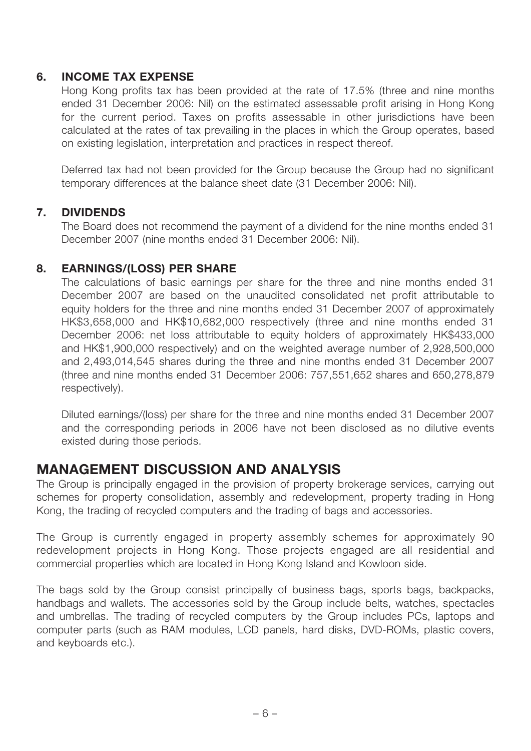## 6. INCOME TAX EXPENSE

Hong Kong profits tax has been provided at the rate of 17.5% (three and nine months ended 31 December 2006: Nil) on the estimated assessable profit arising in Hong Kong for the current period. Taxes on profits assessable in other jurisdictions have been calculated at the rates of tax prevailing in the places in which the Group operates, based on existing legislation, interpretation and practices in respect thereof.

Deferred tax had not been provided for the Group because the Group had no significant temporary differences at the balance sheet date (31 December 2006: Nil).

## 7. DIVIDENDS

The Board does not recommend the payment of a dividend for the nine months ended 31 December 2007 (nine months ended 31 December 2006: Nil).

## 8. EARNINGS/(LOSS) PER SHARE

The calculations of basic earnings per share for the three and nine months ended 31 December 2007 are based on the unaudited consolidated net profit attributable to equity holders for the three and nine months ended 31 December 2007 of approximately HK$3,658,000 and HK$10,682,000 respectively (three and nine months ended 31 December 2006: net loss attributable to equity holders of approximately HK$433,000 and HK$1,900,000 respectively) and on the weighted average number of 2,928,500,000 and 2,493,014,545 shares during the three and nine months ended 31 December 2007 (three and nine months ended 31 December 2006: 757,551,652 shares and 650,278,879 respectively).

Diluted earnings/(loss) per share for the three and nine months ended 31 December 2007 and the corresponding periods in 2006 have not been disclosed as no dilutive events existed during those periods.

# MANAGEMENT DISCUSSION AND ANALYSIS

The Group is principally engaged in the provision of property brokerage services, carrying out schemes for property consolidation, assembly and redevelopment, property trading in Hong Kong, the trading of recycled computers and the trading of bags and accessories.

The Group is currently engaged in property assembly schemes for approximately 90 redevelopment projects in Hong Kong. Those projects engaged are all residential and commercial properties which are located in Hong Kong Island and Kowloon side.

The bags sold by the Group consist principally of business bags, sports bags, backpacks, handbags and wallets. The accessories sold by the Group include belts, watches, spectacles and umbrellas. The trading of recycled computers by the Group includes PCs, laptops and computer parts (such as RAM modules, LCD panels, hard disks, DVD-ROMs, plastic covers, and keyboards etc.).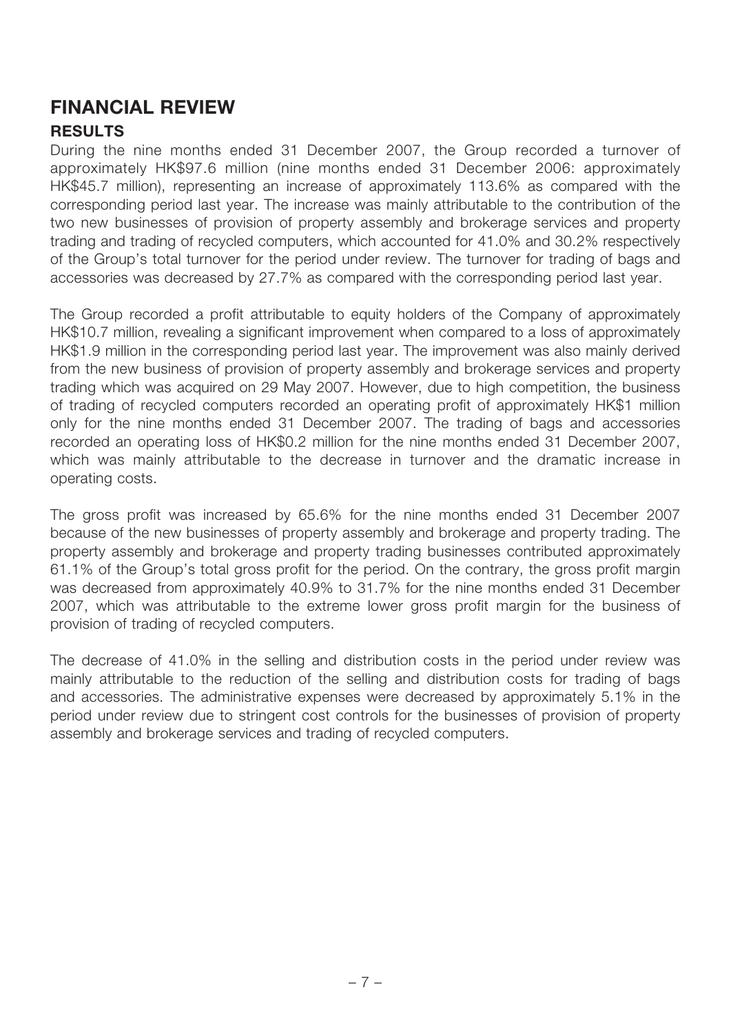# FINANCIAL REVIEW

## RESULTS

During the nine months ended 31 December 2007, the Group recorded a turnover of approximately HK$97.6 million (nine months ended 31 December 2006: approximately HK$45.7 million), representing an increase of approximately 113.6% as compared with the corresponding period last year. The increase was mainly attributable to the contribution of the two new businesses of provision of property assembly and brokerage services and property trading and trading of recycled computers, which accounted for 41.0% and 30.2% respectively of the Group's total turnover for the period under review. The turnover for trading of bags and accessories was decreased by 27.7% as compared with the corresponding period last year.

The Group recorded a profit attributable to equity holders of the Company of approximately HK$10.7 million, revealing a significant improvement when compared to a loss of approximately HK$1.9 million in the corresponding period last year. The improvement was also mainly derived from the new business of provision of property assembly and brokerage services and property trading which was acquired on 29 May 2007. However, due to high competition, the business of trading of recycled computers recorded an operating profit of approximately HK$1 million only for the nine months ended 31 December 2007. The trading of bags and accessories recorded an operating loss of HK$0.2 million for the nine months ended 31 December 2007, which was mainly attributable to the decrease in turnover and the dramatic increase in operating costs.

The gross profit was increased by 65.6% for the nine months ended 31 December 2007 because of the new businesses of property assembly and brokerage and property trading. The property assembly and brokerage and property trading businesses contributed approximately 61.1% of the Group's total gross profit for the period. On the contrary, the gross profit margin was decreased from approximately 40.9% to 31.7% for the nine months ended 31 December 2007, which was attributable to the extreme lower gross profit margin for the business of provision of trading of recycled computers.

The decrease of 41.0% in the selling and distribution costs in the period under review was mainly attributable to the reduction of the selling and distribution costs for trading of bags and accessories. The administrative expenses were decreased by approximately 5.1% in the period under review due to stringent cost controls for the businesses of provision of property assembly and brokerage services and trading of recycled computers.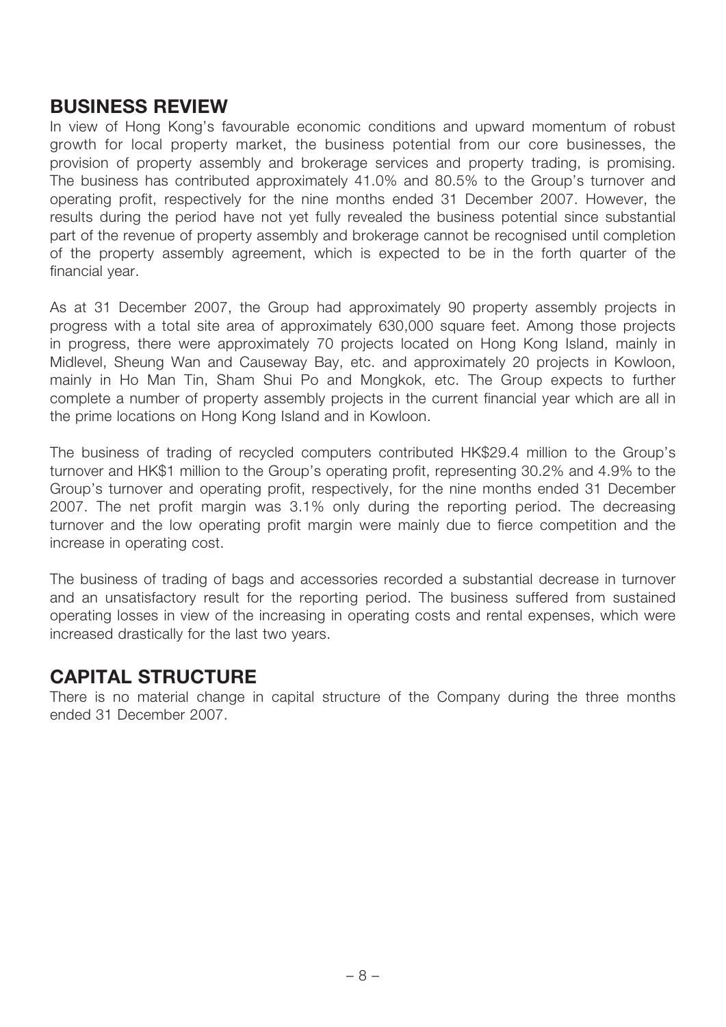## BUSINESS REVIEW

In view of Hong Kong's favourable economic conditions and upward momentum of robust growth for local property market, the business potential from our core businesses, the provision of property assembly and brokerage services and property trading, is promising. The business has contributed approximately 41.0% and 80.5% to the Group's turnover and operating profit, respectively for the nine months ended 31 December 2007. However, the results during the period have not yet fully revealed the business potential since substantial part of the revenue of property assembly and brokerage cannot be recognised until completion of the property assembly agreement, which is expected to be in the forth quarter of the financial year.

As at 31 December 2007, the Group had approximately 90 property assembly projects in progress with a total site area of approximately 630,000 square feet. Among those projects in progress, there were approximately 70 projects located on Hong Kong Island, mainly in Midlevel, Sheung Wan and Causeway Bay, etc. and approximately 20 projects in Kowloon, mainly in Ho Man Tin, Sham Shui Po and Mongkok, etc. The Group expects to further complete a number of property assembly projects in the current financial year which are all in the prime locations on Hong Kong Island and in Kowloon.

The business of trading of recycled computers contributed HK$29.4 million to the Group's turnover and HK$1 million to the Group's operating profit, representing 30.2% and 4.9% to the Group's turnover and operating profit, respectively, for the nine months ended 31 December 2007. The net profit margin was 3.1% only during the reporting period. The decreasing turnover and the low operating profit margin were mainly due to fierce competition and the increase in operating cost.

The business of trading of bags and accessories recorded a substantial decrease in turnover and an unsatisfactory result for the reporting period. The business suffered from sustained operating losses in view of the increasing in operating costs and rental expenses, which were increased drastically for the last two years.

## CAPITAL STRUCTURE

There is no material change in capital structure of the Company during the three months ended 31 December 2007.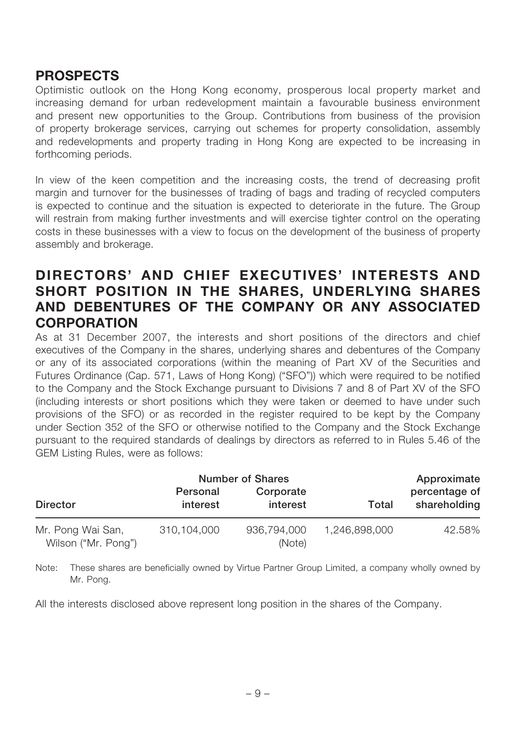## PROSPECTS

Optimistic outlook on the Hong Kong economy, prosperous local property market and increasing demand for urban redevelopment maintain a favourable business environment and present new opportunities to the Group. Contributions from business of the provision of property brokerage services, carrying out schemes for property consolidation, assembly and redevelopments and property trading in Hong Kong are expected to be increasing in forthcoming periods.

In view of the keen competition and the increasing costs, the trend of decreasing profit margin and turnover for the businesses of trading of bags and trading of recycled computers is expected to continue and the situation is expected to deteriorate in the future. The Group will restrain from making further investments and will exercise tighter control on the operating costs in these businesses with a view to focus on the development of the business of property assembly and brokerage.

## DIRECTORS' AND CHIEF EXECUTIVES' INTERESTS AND SHORT POSITION IN THE SHARES, UNDERLYING SHARES AND DEBENTURES OF THE COMPANY OR ANY ASSOCIATED CORPORATION

As at 31 December 2007, the interests and short positions of the directors and chief executives of the Company in the shares, underlying shares and debentures of the Company or any of its associated corporations (within the meaning of Part XV of the Securities and Futures Ordinance (Cap. 571, Laws of Hong Kong) ("SFO")) which were required to be notified to the Company and the Stock Exchange pursuant to Divisions 7 and 8 of Part XV of the SFO (including interests or short positions which they were taken or deemed to have under such provisions of the SFO) or as recorded in the register required to be kept by the Company under Section 352 of the SFO or otherwise notified to the Company and the Stock Exchange pursuant to the required standards of dealings by directors as referred to in Rules 5.46 of the GEM Listing Rules, were as follows:

| Director | Number of Shares | | | Approximate percentage of shareholding |
|---|---|---|---|---|
| | Personal interest | Corporate interest | Total | |
| Mr. Pong Wai San, Wilson ("Mr. Pong") | 310,104,000 | 936,794,000 (Note) | 1,246,898,000 | 42.58% |

Note: These shares are beneficially owned by Virtue Partner Group Limited, a company wholly owned by Mr. Pong.

All the interests disclosed above represent long position in the shares of the Company.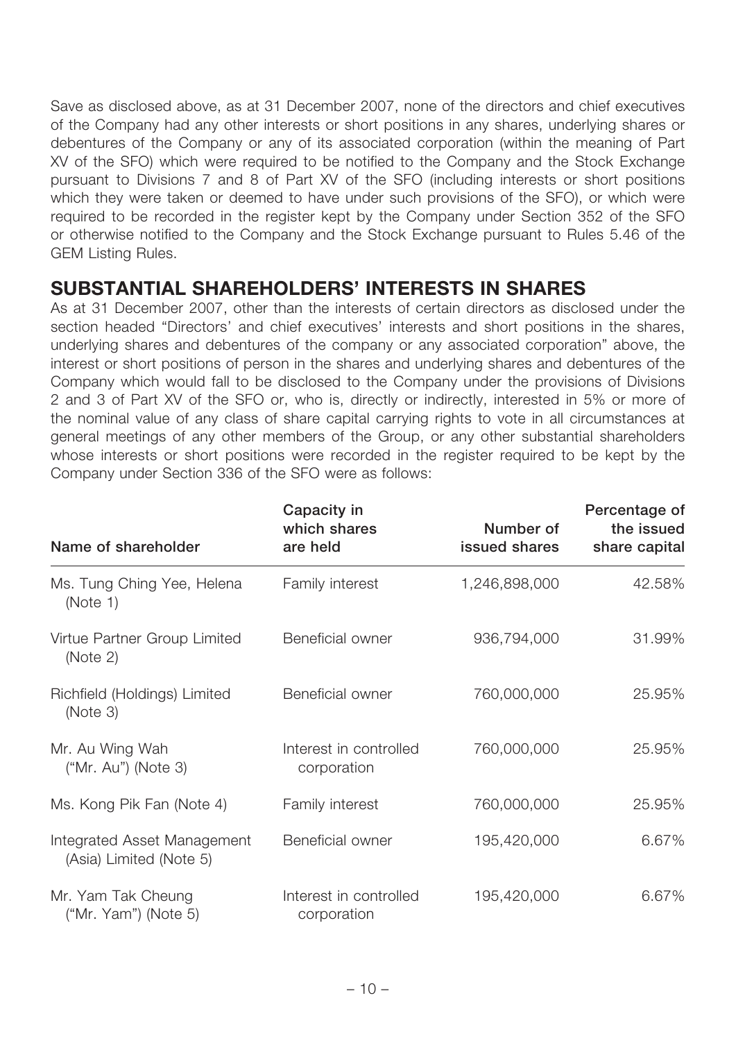Save as disclosed above, as at 31 December 2007, none of the directors and chief executives of the Company had any other interests or short positions in any shares, underlying shares or debentures of the Company or any of its associated corporation (within the meaning of Part XV of the SFO) which were required to be notified to the Company and the Stock Exchange pursuant to Divisions 7 and 8 of Part XV of the SFO (including interests or short positions which they were taken or deemed to have under such provisions of the SFO), or which were required to be recorded in the register kept by the Company under Section 352 of the SFO or otherwise notified to the Company and the Stock Exchange pursuant to Rules 5.46 of the GEM Listing Rules.

## SUBSTANTIAL SHAREHOLDERS' INTERESTS IN SHARES

As at 31 December 2007, other than the interests of certain directors as disclosed under the section headed "Directors' and chief executives' interests and short positions in the shares, underlying shares and debentures of the company or any associated corporation" above, the interest or short positions of person in the shares and underlying shares and debentures of the Company which would fall to be disclosed to the Company under the provisions of Divisions 2 and 3 of Part XV of the SFO or, who is, directly or indirectly, interested in 5% or more of the nominal value of any class of share capital carrying rights to vote in all circumstances at general meetings of any other members of the Group, or any other substantial shareholders whose interests or short positions were recorded in the register required to be kept by the Company under Section 336 of the SFO were as follows:

| Name of shareholder | Capacity in which shares are held | Number of issued shares | Percentage of the issued share capital |
|---|---|---:|---:|
| Ms. Tung Ching Yee, Helena (Note 1) | Family interest | 1,246,898,000 | 42.58% |
| Virtue Partner Group Limited (Note 2) | Beneficial owner | 936,794,000 | 31.99% |
| Richfield (Holdings) Limited (Note 3) | Beneficial owner | 760,000,000 | 25.95% |
| Mr. Au Wing Wah ("Mr. Au") (Note 3) | Interest in controlled corporation | 760,000,000 | 25.95% |
| Ms. Kong Pik Fan (Note 4) | Family interest | 760,000,000 | 25.95% |
| Integrated Asset Management (Asia) Limited (Note 5) | Beneficial owner | 195,420,000 | 6.67% |
| Mr. Yam Tak Cheung ("Mr. Yam") (Note 5) | Interest in controlled corporation | 195,420,000 | 6.67% |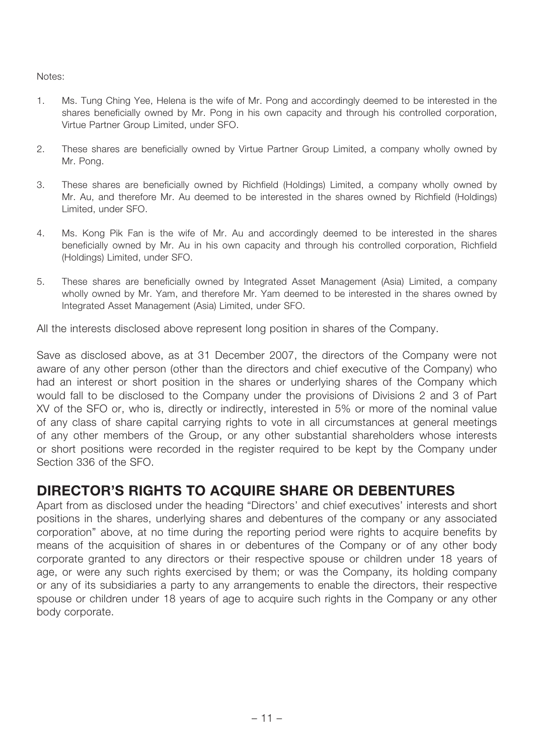Notes:

1. Ms. Tung Ching Yee, Helena is the wife of Mr. Pong and accordingly deemed to be interested in the shares beneficially owned by Mr. Pong in his own capacity and through his controlled corporation, Virtue Partner Group Limited, under SFO.

2. These shares are beneficially owned by Virtue Partner Group Limited, a company wholly owned by Mr. Pong.

3. These shares are beneficially owned by Richfield (Holdings) Limited, a company wholly owned by Mr. Au, and therefore Mr. Au deemed to be interested in the shares owned by Richfield (Holdings) Limited, under SFO.

4. Ms. Kong Pik Fan is the wife of Mr. Au and accordingly deemed to be interested in the shares beneficially owned by Mr. Au in his own capacity and through his controlled corporation, Richfield (Holdings) Limited, under SFO.

5. These shares are beneficially owned by Integrated Asset Management (Asia) Limited, a company wholly owned by Mr. Yam, and therefore Mr. Yam deemed to be interested in the shares owned by Integrated Asset Management (Asia) Limited, under SFO.

All the interests disclosed above represent long position in shares of the Company.

Save as disclosed above, as at 31 December 2007, the directors of the Company were not aware of any other person (other than the directors and chief executive of the Company) who had an interest or short position in the shares or underlying shares of the Company which would fall to be disclosed to the Company under the provisions of Divisions 2 and 3 of Part XV of the SFO or, who is, directly or indirectly, interested in 5% or more of the nominal value of any class of share capital carrying rights to vote in all circumstances at general meetings of any other members of the Group, or any other substantial shareholders whose interests or short positions were recorded in the register required to be kept by the Company under Section 336 of the SFO.

## DIRECTOR'S RIGHTS TO ACQUIRE SHARE OR DEBENTURES

Apart from as disclosed under the heading "Directors' and chief executives' interests and short positions in the shares, underlying shares and debentures of the company or any associated corporation" above, at no time during the reporting period were rights to acquire benefits by means of the acquisition of shares in or debentures of the Company or of any other body corporate granted to any directors or their respective spouse or children under 18 years of age, or were any such rights exercised by them; or was the Company, its holding company or any of its subsidiaries a party to any arrangements to enable the directors, their respective spouse or children under 18 years of age to acquire such rights in the Company or any other body corporate.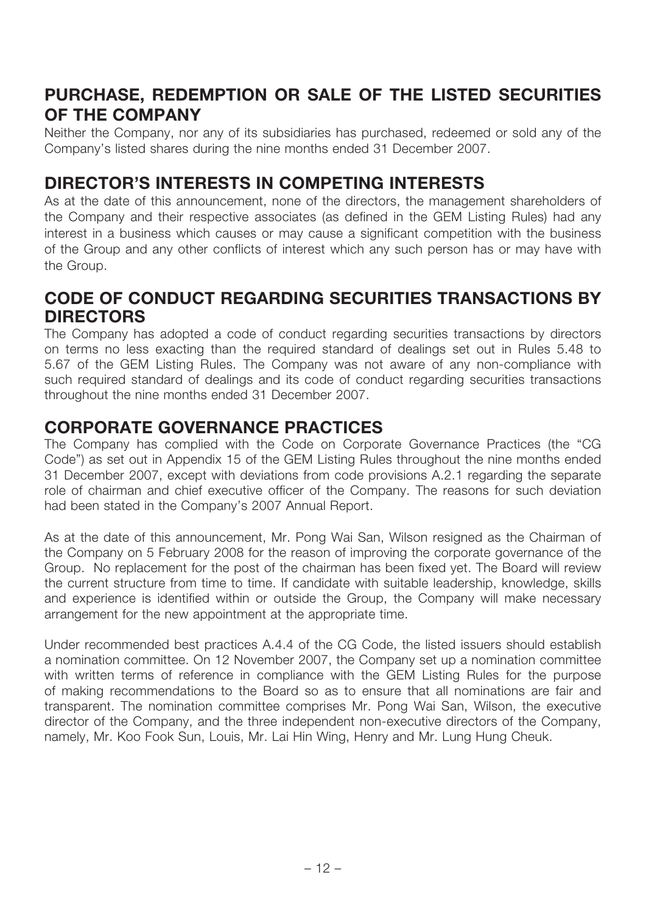## PURCHASE, REDEMPTION OR SALE OF THE LISTED SECURITIES OF THE COMPANY

Neither the Company, nor any of its subsidiaries has purchased, redeemed or sold any of the Company's listed shares during the nine months ended 31 December 2007.

## DIRECTOR'S INTERESTS IN COMPETING INTERESTS

As at the date of this announcement, none of the directors, the management shareholders of the Company and their respective associates (as defined in the GEM Listing Rules) had any interest in a business which causes or may cause a significant competition with the business of the Group and any other conflicts of interest which any such person has or may have with the Group.

## CODE OF CONDUCT REGARDING SECURITIES TRANSACTIONS BY DIRECTORS

The Company has adopted a code of conduct regarding securities transactions by directors on terms no less exacting than the required standard of dealings set out in Rules 5.48 to 5.67 of the GEM Listing Rules. The Company was not aware of any non-compliance with such required standard of dealings and its code of conduct regarding securities transactions throughout the nine months ended 31 December 2007.

## CORPORATE GOVERNANCE PRACTICES

The Company has complied with the Code on Corporate Governance Practices (the "CG Code") as set out in Appendix 15 of the GEM Listing Rules throughout the nine months ended 31 December 2007, except with deviations from code provisions A.2.1 regarding the separate role of chairman and chief executive officer of the Company. The reasons for such deviation had been stated in the Company's 2007 Annual Report.

As at the date of this announcement, Mr. Pong Wai San, Wilson resigned as the Chairman of the Company on 5 February 2008 for the reason of improving the corporate governance of the Group. No replacement for the post of the chairman has been fixed yet. The Board will review the current structure from time to time. If candidate with suitable leadership, knowledge, skills and experience is identified within or outside the Group, the Company will make necessary arrangement for the new appointment at the appropriate time.

Under recommended best practices A.4.4 of the CG Code, the listed issuers should establish a nomination committee. On 12 November 2007, the Company set up a nomination committee with written terms of reference in compliance with the GEM Listing Rules for the purpose of making recommendations to the Board so as to ensure that all nominations are fair and transparent. The nomination committee comprises Mr. Pong Wai San, Wilson, the executive director of the Company, and the three independent non-executive directors of the Company, namely, Mr. Koo Fook Sun, Louis, Mr. Lai Hin Wing, Henry and Mr. Lung Hung Cheuk.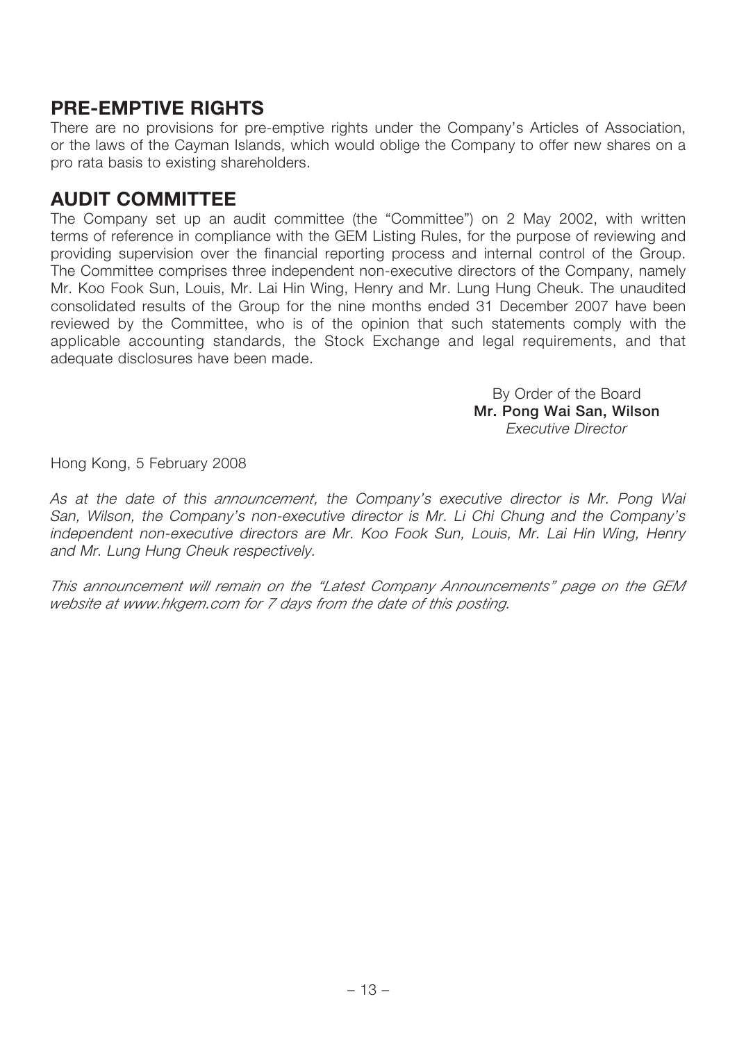## PRE-EMPTIVE RIGHTS

There are no provisions for pre-emptive rights under the Company's Articles of Association, or the laws of the Cayman Islands, which would oblige the Company to offer new shares on a pro rata basis to existing shareholders.

## AUDIT COMMITTEE

The Company set up an audit committee (the "Committee") on 2 May 2002, with written terms of reference in compliance with the GEM Listing Rules, for the purpose of reviewing and providing supervision over the financial reporting process and internal control of the Group. The Committee comprises three independent non-executive directors of the Company, namely Mr. Koo Fook Sun, Louis, Mr. Lai Hin Wing, Henry and Mr. Lung Hung Cheuk. The unaudited consolidated results of the Group for the nine months ended 31 December 2007 have been reviewed by the Committee, who is of the opinion that such statements comply with the applicable accounting standards, the Stock Exchange and legal requirements, and that adequate disclosures have been made.

By Order of the Board
**Mr. Pong Wai San, Wilson**
*Executive Director*

Hong Kong, 5 February 2008

*As at the date of this announcement, the Company's executive director is Mr. Pong Wai San, Wilson, the Company's non-executive director is Mr. Li Chi Chung and the Company's independent non-executive directors are Mr. Koo Fook Sun, Louis, Mr. Lai Hin Wing, Henry and Mr. Lung Hung Cheuk respectively.*

*This announcement will remain on the "Latest Company Announcements" page on the GEM website at www.hkgem.com for 7 days from the date of this posting.*